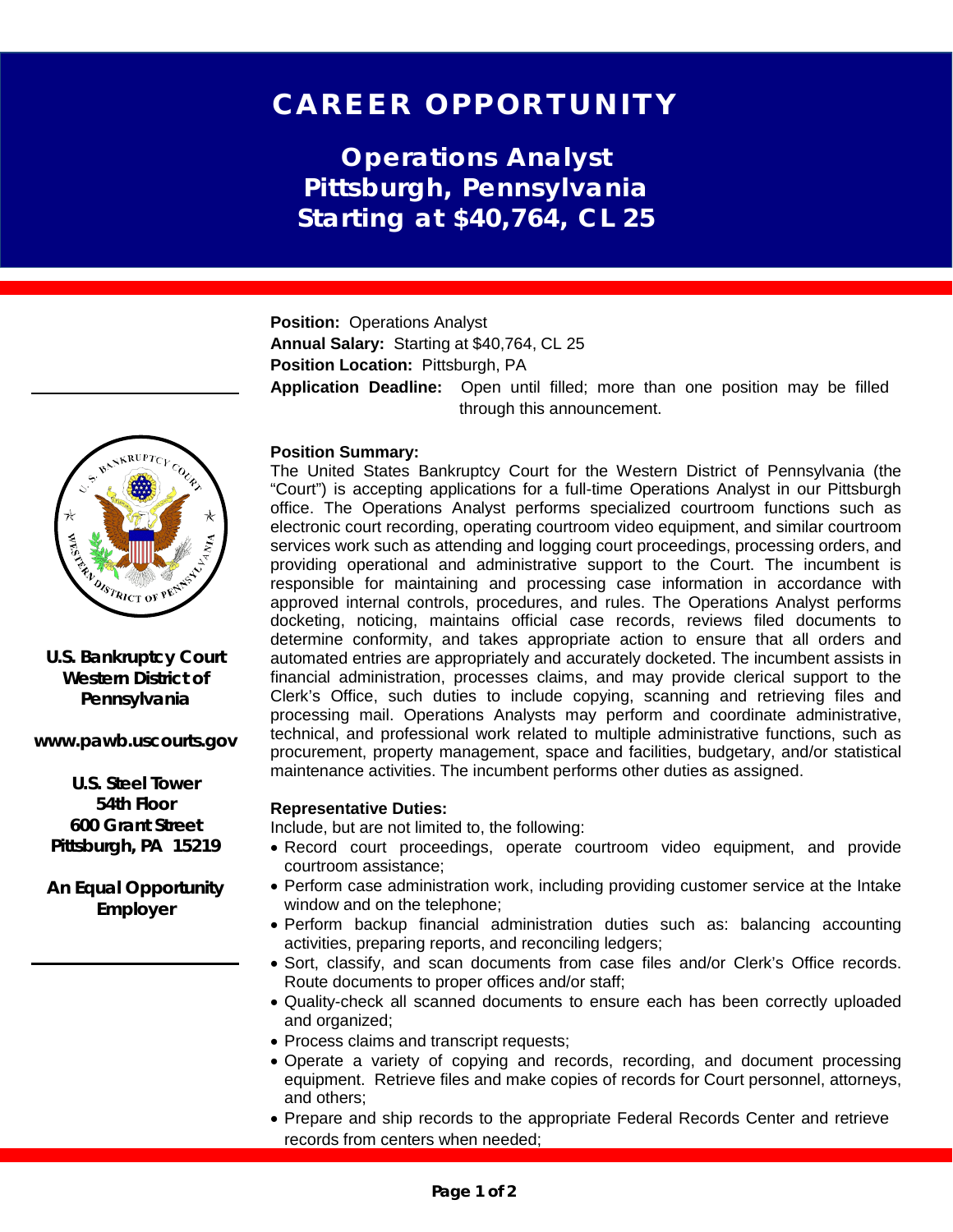# CAREER OPPORTUNITY

## Operations Analyst
## Pittsburgh, Pennsylvania
## Starting at $40,764, CL 25

**U.S. Bankruptcy Court Western District of Pennsylvania**

**www.pawb.uscourts.gov**

**U.S. Steel Tower**
**54th Floor**
**600 Grant Street**
**Pittsburgh, PA 15219**

**An Equal Opportunity Employer**

**Position:** Operations Analyst
**Annual Salary:** Starting at $40,764, CL 25
**Position Location:** Pittsburgh, PA
**Application Deadline:** Open until filled; more than one position may be filled through this announcement.

**Position Summary:**

The United States Bankruptcy Court for the Western District of Pennsylvania (the "Court") is accepting applications for a full-time Operations Analyst in our Pittsburgh office. The Operations Analyst performs specialized courtroom functions such as electronic court recording, operating courtroom video equipment, and similar courtroom services work such as attending and logging court proceedings, processing orders, and providing operational and administrative support to the Court. The incumbent is responsible for maintaining and processing case information in accordance with approved internal controls, procedures, and rules. The Operations Analyst performs docketing, noticing, maintains official case records, reviews filed documents to determine conformity, and takes appropriate action to ensure that all orders and automated entries are appropriately and accurately docketed. The incumbent assists in financial administration, processes claims, and may provide clerical support to the Clerk's Office, such duties to include copying, scanning and retrieving files and processing mail. Operations Analysts may perform and coordinate administrative, technical, and professional work related to multiple administrative functions, such as procurement, property management, space and facilities, budgetary, and/or statistical maintenance activities. The incumbent performs other duties as assigned.

**Representative Duties:**

Include, but are not limited to, the following:

- Record court proceedings, operate courtroom video equipment, and provide courtroom assistance;
- Perform case administration work, including providing customer service at the Intake window and on the telephone;
- Perform backup financial administration duties such as: balancing accounting activities, preparing reports, and reconciling ledgers;
- Sort, classify, and scan documents from case files and/or Clerk's Office records. Route documents to proper offices and/or staff;
- Quality-check all scanned documents to ensure each has been correctly uploaded and organized;
- Process claims and transcript requests;
- Operate a variety of copying and records, recording, and document processing equipment. Retrieve files and make copies of records for Court personnel, attorneys, and others;
- Prepare and ship records to the appropriate Federal Records Center and retrieve records from centers when needed;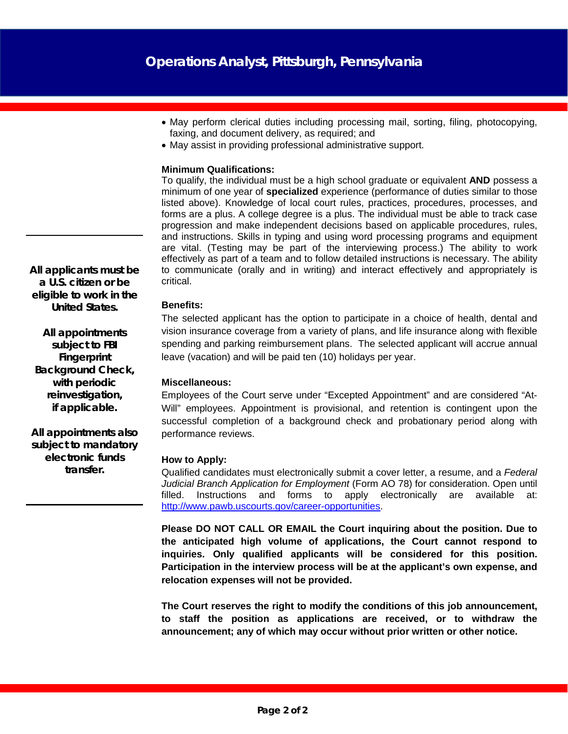# Operations Analyst, Pittsburgh, Pennsylvania

- May perform clerical duties including processing mail, sorting, filing, photocopying, faxing, and document delivery, as required; and
- May assist in providing professional administrative support.

**Minimum Qualifications:**

To qualify, the individual must be a high school graduate or equivalent **AND** possess a minimum of one year of **specialized** experience (performance of duties similar to those listed above). Knowledge of local court rules, practices, procedures, processes, and forms are a plus. A college degree is a plus. The individual must be able to track case progression and make independent decisions based on applicable procedures, rules, and instructions. Skills in typing and using word processing programs and equipment are vital. (Testing may be part of the interviewing process.) The ability to work effectively as part of a team and to follow detailed instructions is necessary. The ability to communicate (orally and in writing) and interact effectively and appropriately is critical.

**Benefits:**

The selected applicant has the option to participate in a choice of health, dental and vision insurance coverage from a variety of plans, and life insurance along with flexible spending and parking reimbursement plans. The selected applicant will accrue annual leave (vacation) and will be paid ten (10) holidays per year.

**Miscellaneous:**

Employees of the Court serve under "Excepted Appointment" and are considered "At-Will" employees. Appointment is provisional, and retention is contingent upon the successful completion of a background check and probationary period along with performance reviews.

**How to Apply:**

Qualified candidates must electronically submit a cover letter, a resume, and a *Federal Judicial Branch Application for Employment* (Form AO 78) for consideration. Open until filled. Instructions and forms to apply electronically are available at: http://www.pawb.uscourts.gov/career-opportunities.

**Please DO NOT CALL OR EMAIL the Court inquiring about the position. Due to the anticipated high volume of applications, the Court cannot respond to inquiries. Only qualified applicants will be considered for this position. Participation in the interview process will be at the applicant's own expense, and relocation expenses will not be provided.**

**The Court reserves the right to modify the conditions of this job announcement, to staff the position as applications are received, or to withdraw the announcement; any of which may occur without prior written or other notice.**

**All applicants must be a U.S. citizen or be eligible to work in the United States.**

**All appointments subject to FBI Fingerprint Background Check, with periodic reinvestigation, if applicable.**

**All appointments also subject to mandatory electronic funds transfer.**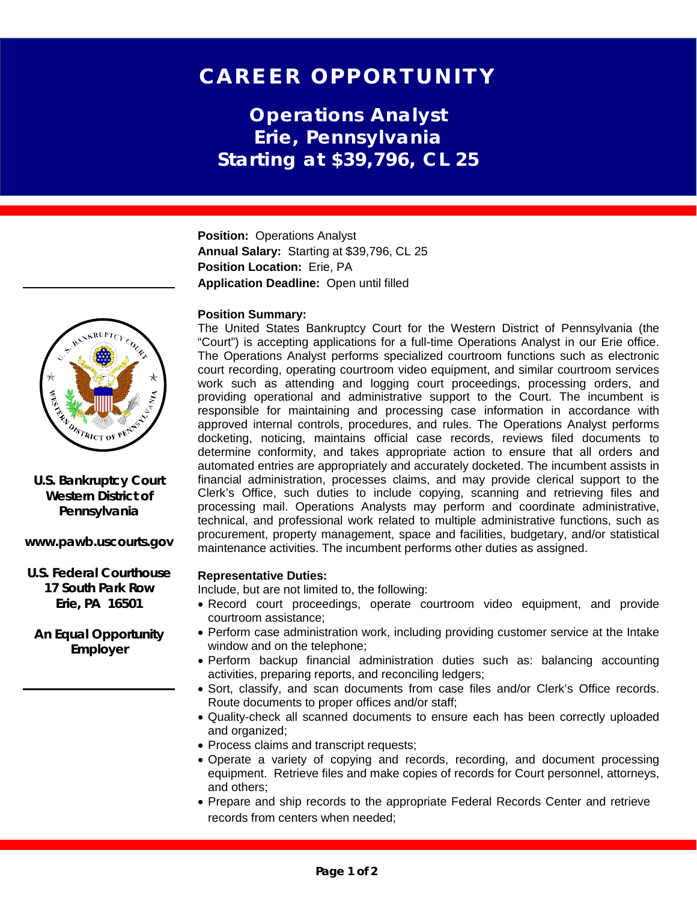# CAREER OPPORTUNITY

## Operations Analyst
## Erie, Pennsylvania
## Starting at $39,796, CL 25

**U.S. Bankruptcy Court Western District of Pennsylvania**

**www.pawb.uscourts.gov**

**U.S. Federal Courthouse**
**17 South Park Row**
**Erie, PA 16501**

**An Equal Opportunity Employer**

**Position:** Operations Analyst
**Annual Salary:** Starting at $39,796, CL 25
**Position Location:** Erie, PA
**Application Deadline:** Open until filled

**Position Summary:**

The United States Bankruptcy Court for the Western District of Pennsylvania (the "Court") is accepting applications for a full-time Operations Analyst in our Erie office. The Operations Analyst performs specialized courtroom functions such as electronic court recording, operating courtroom video equipment, and similar courtroom services work such as attending and logging court proceedings, processing orders, and providing operational and administrative support to the Court. The incumbent is responsible for maintaining and processing case information in accordance with approved internal controls, procedures, and rules. The Operations Analyst performs docketing, noticing, maintains official case records, reviews filed documents to determine conformity, and takes appropriate action to ensure that all orders and automated entries are appropriately and accurately docketed. The incumbent assists in financial administration, processes claims, and may provide clerical support to the Clerk's Office, such duties to include copying, scanning and retrieving files and processing mail. Operations Analysts may perform and coordinate administrative, technical, and professional work related to multiple administrative functions, such as procurement, property management, space and facilities, budgetary, and/or statistical maintenance activities. The incumbent performs other duties as assigned.

**Representative Duties:**

Include, but are not limited to, the following:

- Record court proceedings, operate courtroom video equipment, and provide courtroom assistance;
- Perform case administration work, including providing customer service at the Intake window and on the telephone;
- Perform backup financial administration duties such as: balancing accounting activities, preparing reports, and reconciling ledgers;
- Sort, classify, and scan documents from case files and/or Clerk's Office records. Route documents to proper offices and/or staff;
- Quality-check all scanned documents to ensure each has been correctly uploaded and organized;
- Process claims and transcript requests;
- Operate a variety of copying and records, recording, and document processing equipment. Retrieve files and make copies of records for Court personnel, attorneys, and others;
- Prepare and ship records to the appropriate Federal Records Center and retrieve records from centers when needed;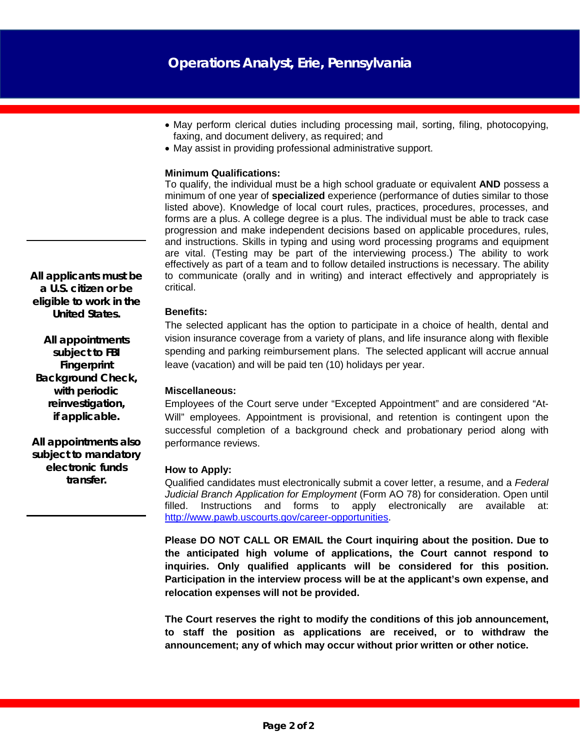# Operations Analyst, Erie, Pennsylvania

- May perform clerical duties including processing mail, sorting, filing, photocopying, faxing, and document delivery, as required; and
- May assist in providing professional administrative support.

**Minimum Qualifications:**

To qualify, the individual must be a high school graduate or equivalent **AND** possess a minimum of one year of **specialized** experience (performance of duties similar to those listed above). Knowledge of local court rules, practices, procedures, processes, and forms are a plus. A college degree is a plus. The individual must be able to track case progression and make independent decisions based on applicable procedures, rules, and instructions. Skills in typing and using word processing programs and equipment are vital. (Testing may be part of the interviewing process.) The ability to work effectively as part of a team and to follow detailed instructions is necessary. The ability to communicate (orally and in writing) and interact effectively and appropriately is critical.

**Benefits:**

The selected applicant has the option to participate in a choice of health, dental and vision insurance coverage from a variety of plans, and life insurance along with flexible spending and parking reimbursement plans. The selected applicant will accrue annual leave (vacation) and will be paid ten (10) holidays per year.

**Miscellaneous:**

Employees of the Court serve under "Excepted Appointment" and are considered "At-Will" employees. Appointment is provisional, and retention is contingent upon the successful completion of a background check and probationary period along with performance reviews.

**How to Apply:**

Qualified candidates must electronically submit a cover letter, a resume, and a *Federal Judicial Branch Application for Employment* (Form AO 78) for consideration. Open until filled. Instructions and forms to apply electronically are available at: http://www.pawb.uscourts.gov/career-opportunities.

**Please DO NOT CALL OR EMAIL the Court inquiring about the position. Due to the anticipated high volume of applications, the Court cannot respond to inquiries. Only qualified applicants will be considered for this position. Participation in the interview process will be at the applicant's own expense, and relocation expenses will not be provided.**

**The Court reserves the right to modify the conditions of this job announcement, to staff the position as applications are received, or to withdraw the announcement; any of which may occur without prior written or other notice.**

***All applicants must be a U.S. citizen or be eligible to work in the United States.***

***All appointments subject to FBI Fingerprint Background Check, with periodic reinvestigation, if applicable.***

***All appointments also subject to mandatory electronic funds transfer.***